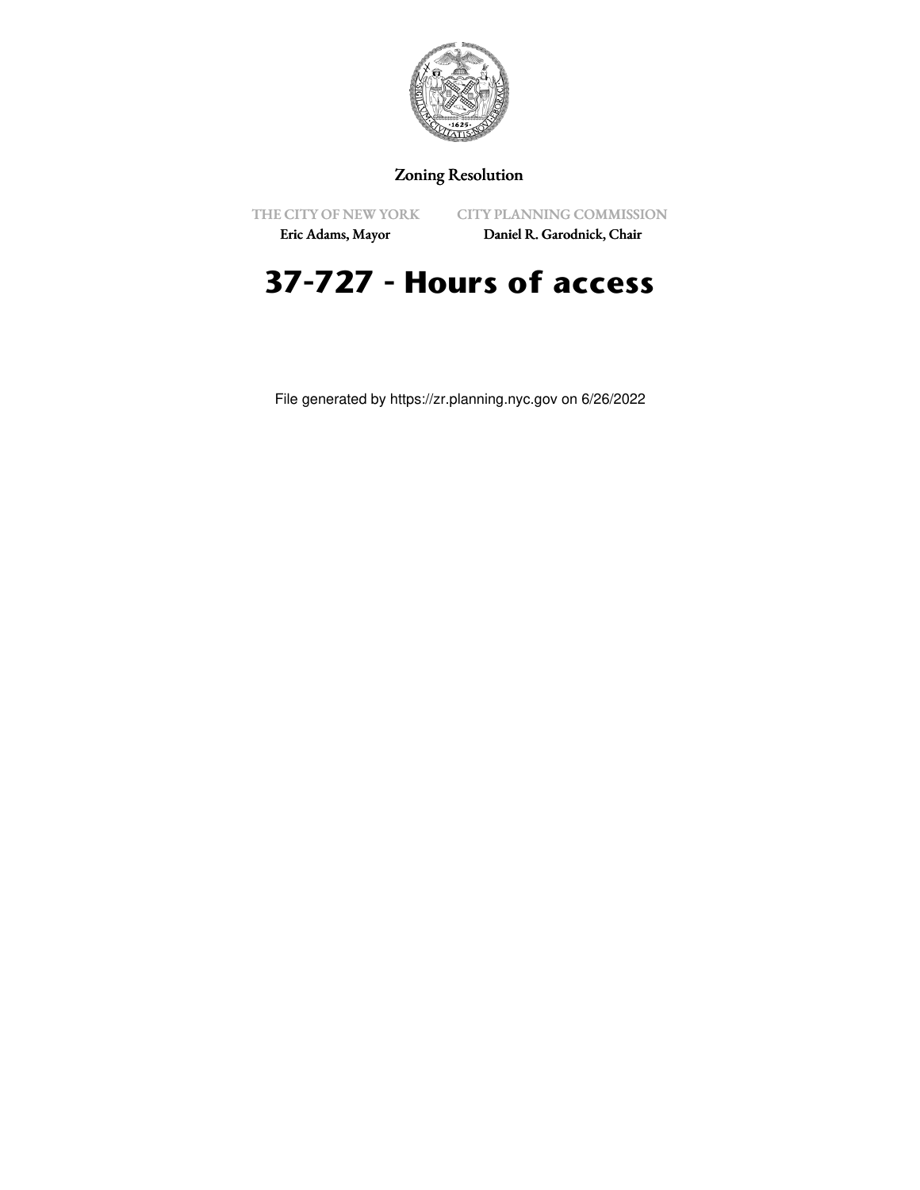Zoning Resolution

THE CITY OF NEW YORK
Eric Adams, Mayor

CITY PLANNING COMMISSION
Daniel R. Garodnick, Chair

# 37-727 - Hours of access

File generated by https://zr.planning.nyc.gov on 6/26/2022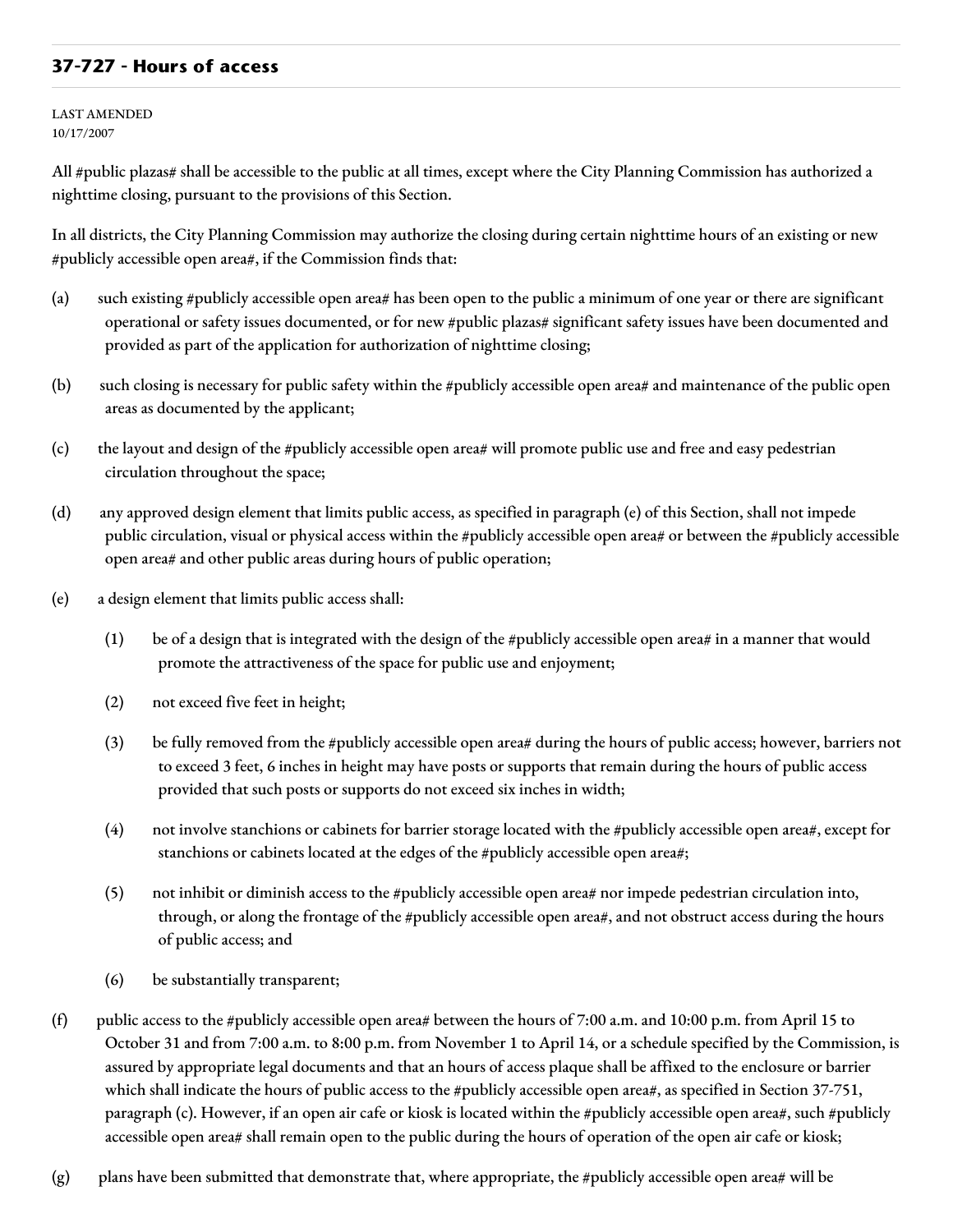## 37-727 - Hours of access

LAST AMENDED
10/17/2007

All #public plazas# shall be accessible to the public at all times, except where the City Planning Commission has authorized a nighttime closing, pursuant to the provisions of this Section.

In all districts, the City Planning Commission may authorize the closing during certain nighttime hours of an existing or new #publicly accessible open area#, if the Commission finds that:

(a) such existing #publicly accessible open area# has been open to the public a minimum of one year or there are significant operational or safety issues documented, or for new #public plazas# significant safety issues have been documented and provided as part of the application for authorization of nighttime closing;

(b) such closing is necessary for public safety within the #publicly accessible open area# and maintenance of the public open areas as documented by the applicant;

(c) the layout and design of the #publicly accessible open area# will promote public use and free and easy pedestrian circulation throughout the space;

(d) any approved design element that limits public access, as specified in paragraph (e) of this Section, shall not impede public circulation, visual or physical access within the #publicly accessible open area# or between the #publicly accessible open area# and other public areas during hours of public operation;

(e) a design element that limits public access shall:

  (1) be of a design that is integrated with the design of the #publicly accessible open area# in a manner that would promote the attractiveness of the space for public use and enjoyment;

  (2) not exceed five feet in height;

  (3) be fully removed from the #publicly accessible open area# during the hours of public access; however, barriers not to exceed 3 feet, 6 inches in height may have posts or supports that remain during the hours of public access provided that such posts or supports do not exceed six inches in width;

  (4) not involve stanchions or cabinets for barrier storage located with the #publicly accessible open area#, except for stanchions or cabinets located at the edges of the #publicly accessible open area#;

  (5) not inhibit or diminish access to the #publicly accessible open area# nor impede pedestrian circulation into, through, or along the frontage of the #publicly accessible open area#, and not obstruct access during the hours of public access; and

  (6) be substantially transparent;

(f) public access to the #publicly accessible open area# between the hours of 7:00 a.m. and 10:00 p.m. from April 15 to October 31 and from 7:00 a.m. to 8:00 p.m. from November 1 to April 14, or a schedule specified by the Commission, is assured by appropriate legal documents and that an hours of access plaque shall be affixed to the enclosure or barrier which shall indicate the hours of public access to the #publicly accessible open area#, as specified in Section 37-751, paragraph (c). However, if an open air cafe or kiosk is located within the #publicly accessible open area#, such #publicly accessible open area# shall remain open to the public during the hours of operation of the open air cafe or kiosk;

(g) plans have been submitted that demonstrate that, where appropriate, the #publicly accessible open area# will be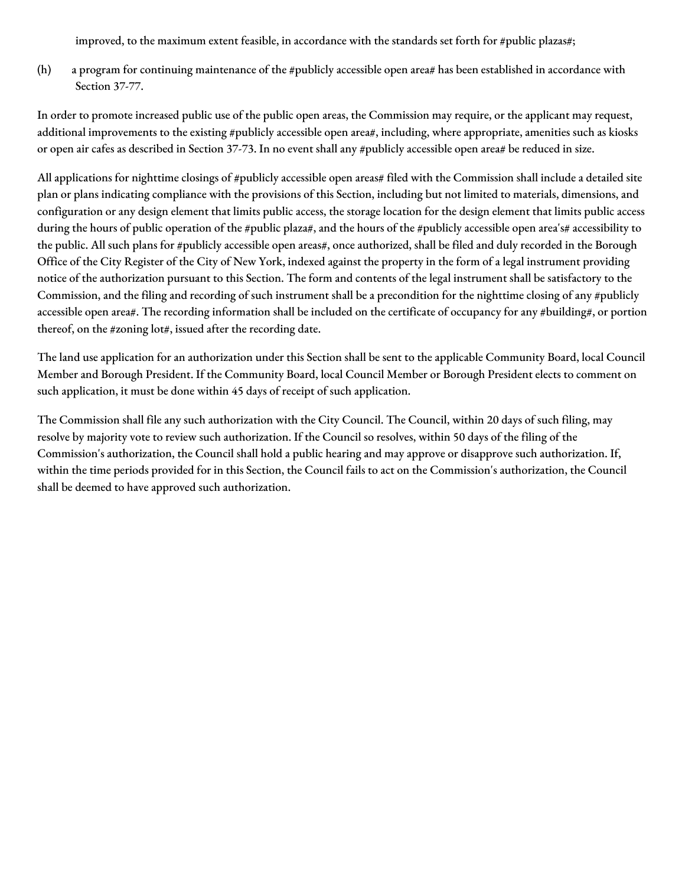improved, to the maximum extent feasible, in accordance with the standards set forth for #public plazas#;

(h) a program for continuing maintenance of the #publicly accessible open area# has been established in accordance with Section 37-77.

In order to promote increased public use of the public open areas, the Commission may require, or the applicant may request, additional improvements to the existing #publicly accessible open area#, including, where appropriate, amenities such as kiosks or open air cafes as described in Section 37-73. In no event shall any #publicly accessible open area# be reduced in size.

All applications for nighttime closings of #publicly accessible open areas# filed with the Commission shall include a detailed site plan or plans indicating compliance with the provisions of this Section, including but not limited to materials, dimensions, and configuration or any design element that limits public access, the storage location for the design element that limits public access during the hours of public operation of the #public plaza#, and the hours of the #publicly accessible open area's# accessibility to the public. All such plans for #publicly accessible open areas#, once authorized, shall be filed and duly recorded in the Borough Office of the City Register of the City of New York, indexed against the property in the form of a legal instrument providing notice of the authorization pursuant to this Section. The form and contents of the legal instrument shall be satisfactory to the Commission, and the filing and recording of such instrument shall be a precondition for the nighttime closing of any #publicly accessible open area#. The recording information shall be included on the certificate of occupancy for any #building#, or portion thereof, on the #zoning lot#, issued after the recording date.

The land use application for an authorization under this Section shall be sent to the applicable Community Board, local Council Member and Borough President. If the Community Board, local Council Member or Borough President elects to comment on such application, it must be done within 45 days of receipt of such application.

The Commission shall file any such authorization with the City Council. The Council, within 20 days of such filing, may resolve by majority vote to review such authorization. If the Council so resolves, within 50 days of the filing of the Commission's authorization, the Council shall hold a public hearing and may approve or disapprove such authorization. If, within the time periods provided for in this Section, the Council fails to act on the Commission's authorization, the Council shall be deemed to have approved such authorization.